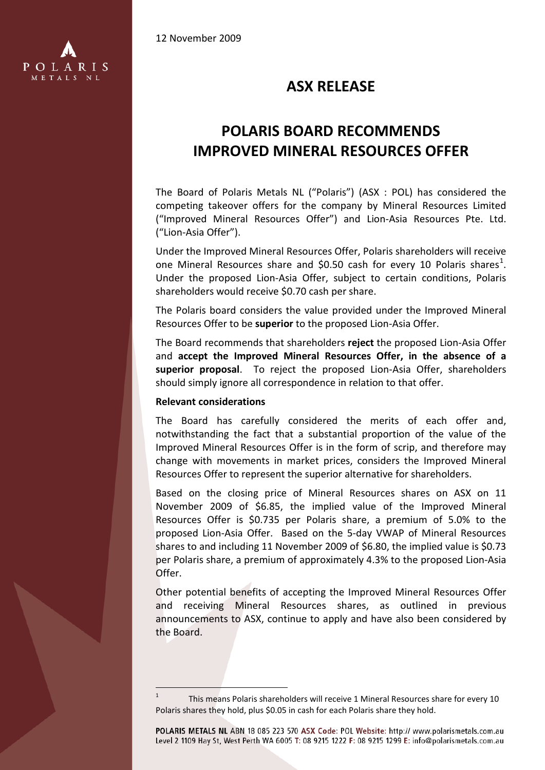12 November 2009

# ASX RELEASE

# POLARIS BOARD RECOMMENDS IMPROVED MINERAL RESOURCES OFFER

The Board of Polaris Metals NL ("Polaris") (ASX : POL) has considered the competing takeover offers for the company by Mineral Resources Limited ("Improved Mineral Resources Offer") and Lion-Asia Resources Pte. Ltd. ("Lion-Asia Offer").

Under the Improved Mineral Resources Offer, Polaris shareholders will receive one Mineral Resources share and $0.50 cash for every 10 Polaris shares[1]. Under the proposed Lion-Asia Offer, subject to certain conditions, Polaris shareholders would receive $0.70 cash per share.

The Polaris board considers the value provided under the Improved Mineral Resources Offer to be **superior** to the proposed Lion-Asia Offer.

The Board recommends that shareholders **reject** the proposed Lion-Asia Offer and **accept the Improved Mineral Resources Offer, in the absence of a superior proposal**. To reject the proposed Lion-Asia Offer, shareholders should simply ignore all correspondence in relation to that offer.

**Relevant considerations**

The Board has carefully considered the merits of each offer and, notwithstanding the fact that a substantial proportion of the value of the Improved Mineral Resources Offer is in the form of scrip, and therefore may change with movements in market prices, considers the Improved Mineral Resources Offer to represent the superior alternative for shareholders.

Based on the closing price of Mineral Resources shares on ASX on 11 November 2009 of $6.85, the implied value of the Improved Mineral Resources Offer is $0.735 per Polaris share, a premium of 5.0% to the proposed Lion-Asia Offer. Based on the 5-day VWAP of Mineral Resources shares to and including 11 November 2009 of $6.80, the implied value is $0.73 per Polaris share, a premium of approximately 4.3% to the proposed Lion-Asia Offer.

Other potential benefits of accepting the Improved Mineral Resources Offer and receiving Mineral Resources shares, as outlined in previous announcements to ASX, continue to apply and have also been considered by the Board.

---

[1] This means Polaris shareholders will receive 1 Mineral Resources share for every 10 Polaris shares they hold, plus $0.05 in cash for each Polaris share they hold.

**POLARIS METALS NL** ABN 18 085 223 570 **ASX Code**: POL **Website**: http:// www.polarismetals.com.au
Level 2 1109 Hay St, West Perth WA 6005 **T**: 08 9215 1222 **F**: 08 9215 1299 **E**: info@polarismetals.com.au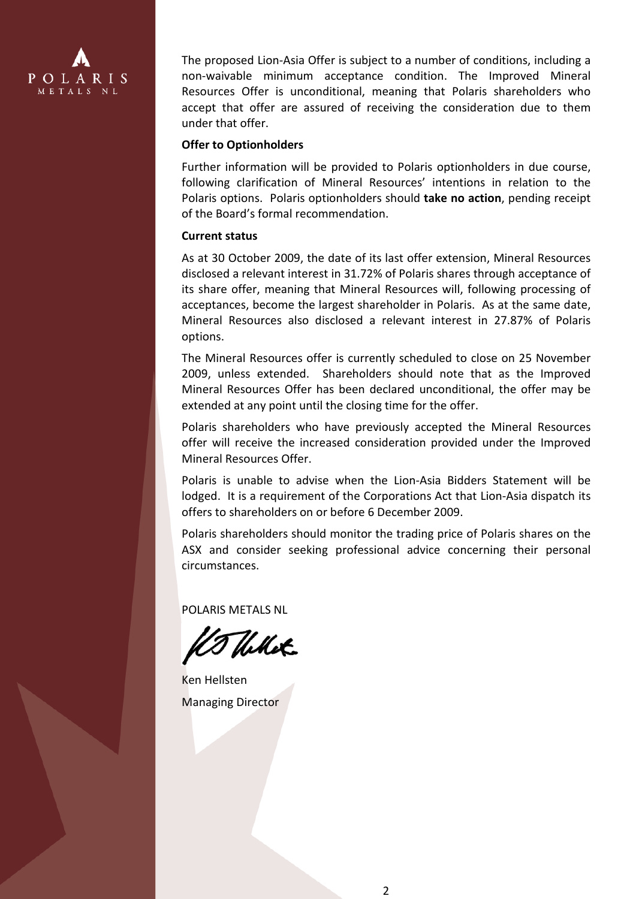The proposed Lion-Asia Offer is subject to a number of conditions, including a non-waivable minimum acceptance condition. The Improved Mineral Resources Offer is unconditional, meaning that Polaris shareholders who accept that offer are assured of receiving the consideration due to them under that offer.

**Offer to Optionholders**

Further information will be provided to Polaris optionholders in due course, following clarification of Mineral Resources' intentions in relation to the Polaris options. Polaris optionholders should **take no action**, pending receipt of the Board's formal recommendation.

**Current status**

As at 30 October 2009, the date of its last offer extension, Mineral Resources disclosed a relevant interest in 31.72% of Polaris shares through acceptance of its share offer, meaning that Mineral Resources will, following processing of acceptances, become the largest shareholder in Polaris. As at the same date, Mineral Resources also disclosed a relevant interest in 27.87% of Polaris options.

The Mineral Resources offer is currently scheduled to close on 25 November 2009, unless extended. Shareholders should note that as the Improved Mineral Resources Offer has been declared unconditional, the offer may be extended at any point until the closing time for the offer.

Polaris shareholders who have previously accepted the Mineral Resources offer will receive the increased consideration provided under the Improved Mineral Resources Offer.

Polaris is unable to advise when the Lion-Asia Bidders Statement will be lodged. It is a requirement of the Corporations Act that Lion-Asia dispatch its offers to shareholders on or before 6 December 2009.

Polaris shareholders should monitor the trading price of Polaris shares on the ASX and consider seeking professional advice concerning their personal circumstances.

POLARIS METALS NL

Ken Hellsten

Managing Director